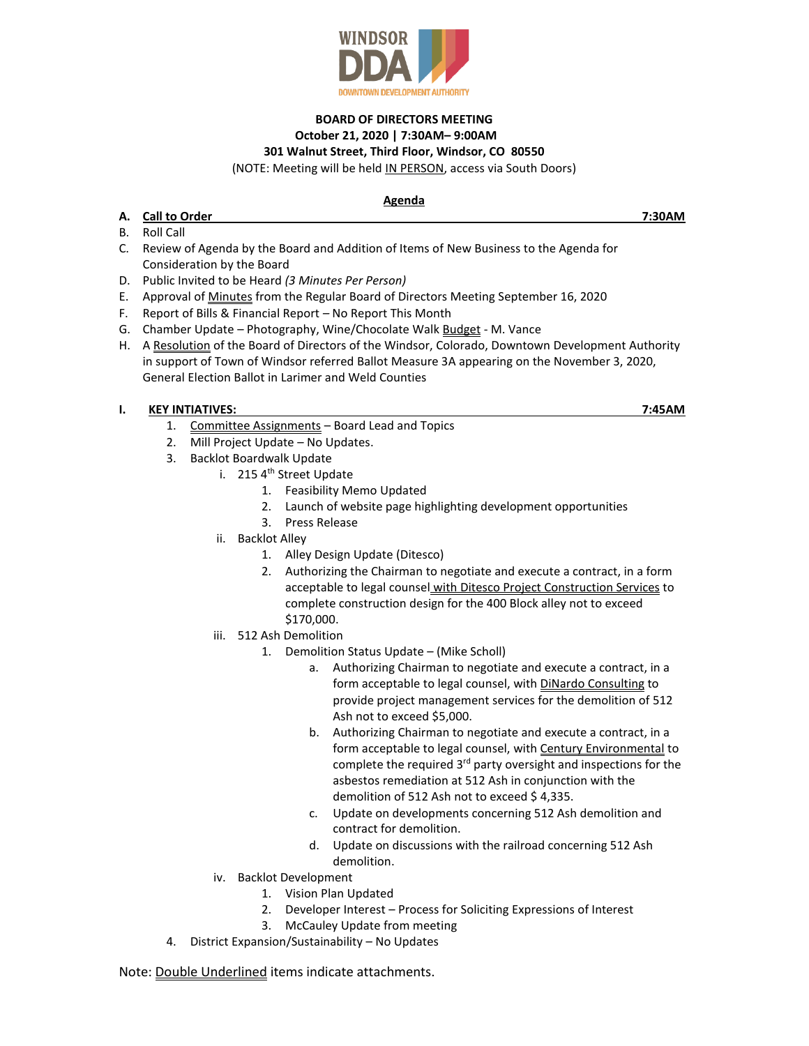WINDSOR DDA
DOWNTOWN DEVELOPMENT AUTHORITY

**BOARD OF DIRECTORS MEETING**
**October 21, 2020 | 7:30AM– 9:00AM**
**301 Walnut Street, Third Floor, Windsor, CO 80550**
(NOTE: Meeting will be held IN PERSON, access via South Doors)

**Agenda**

A. **Call to Order** **7:30AM**
B. Roll Call
C. Review of Agenda by the Board and Addition of Items of New Business to the Agenda for Consideration by the Board
D. Public Invited to be Heard *(3 Minutes Per Person)*
E. Approval of Minutes from the Regular Board of Directors Meeting September 16, 2020
F. Report of Bills & Financial Report – No Report This Month
G. Chamber Update – Photography, Wine/Chocolate Walk Budget - M. Vance
H. A Resolution of the Board of Directors of the Windsor, Colorado, Downtown Development Authority in support of Town of Windsor referred Ballot Measure 3A appearing on the November 3, 2020, General Election Ballot in Larimer and Weld Counties

**I. KEY INTIATIVES:** **7:45AM**

1. Committee Assignments – Board Lead and Topics
2. Mill Project Update – No Updates.
3. Backlot Boardwalk Update
   - i. 215 4th Street Update
     1. Feasibility Memo Updated
     2. Launch of website page highlighting development opportunities
     3. Press Release
   - ii. Backlot Alley
     1. Alley Design Update (Ditesco)
     2. Authorizing the Chairman to negotiate and execute a contract, in a form acceptable to legal counsel with Ditesco Project Construction Services to complete construction design for the 400 Block alley not to exceed $170,000.
   - iii. 512 Ash Demolition
     1. Demolition Status Update – (Mike Scholl)
        - a. Authorizing Chairman to negotiate and execute a contract, in a form acceptable to legal counsel, with DiNardo Consulting to provide project management services for the demolition of 512 Ash not to exceed $5,000.
        - b. Authorizing Chairman to negotiate and execute a contract, in a form acceptable to legal counsel, with Century Environmental to complete the required 3rd party oversight and inspections for the asbestos remediation at 512 Ash in conjunction with the demolition of 512 Ash not to exceed $ 4,335.
        - c. Update on developments concerning 512 Ash demolition and contract for demolition.
        - d. Update on discussions with the railroad concerning 512 Ash demolition.
   - iv. Backlot Development
     1. Vision Plan Updated
     2. Developer Interest – Process for Soliciting Expressions of Interest
     3. McCauley Update from meeting
4. District Expansion/Sustainability – No Updates

Note: Double Underlined items indicate attachments.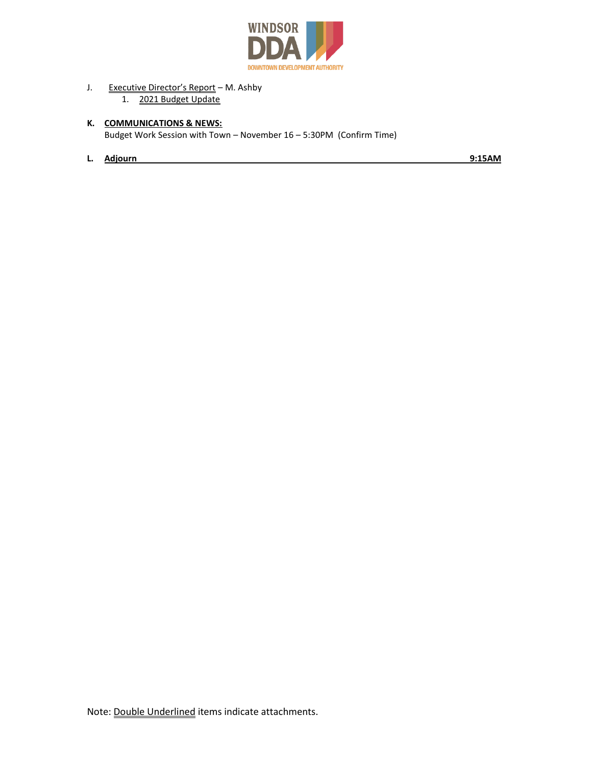J. Executive Director's Report – M. Ashby
   1. 2021 Budget Update

**K. COMMUNICATIONS & NEWS:**
Budget Work Session with Town – November 16 – 5:30PM (Confirm Time)

**L. Adjourn** **9:15AM**

Note: Double Underlined items indicate attachments.